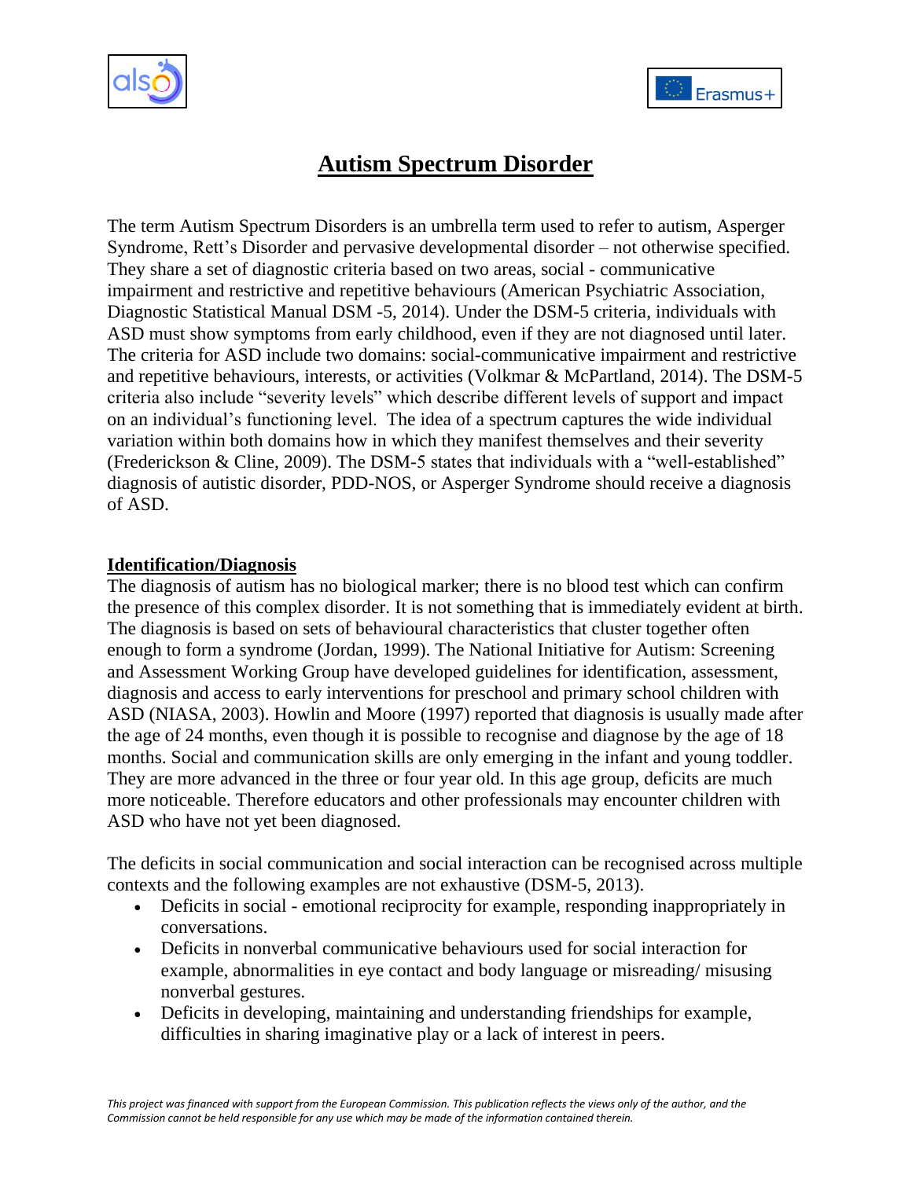# Autism Spectrum Disorder

The term Autism Spectrum Disorders is an umbrella term used to refer to autism, Asperger Syndrome, Rett's Disorder and pervasive developmental disorder – not otherwise specified. They share a set of diagnostic criteria based on two areas, social - communicative impairment and restrictive and repetitive behaviours (American Psychiatric Association, Diagnostic Statistical Manual DSM -5, 2014). Under the DSM-5 criteria, individuals with ASD must show symptoms from early childhood, even if they are not diagnosed until later. The criteria for ASD include two domains: social-communicative impairment and restrictive and repetitive behaviours, interests, or activities (Volkmar & McPartland, 2014). The DSM-5 criteria also include "severity levels" which describe different levels of support and impact on an individual's functioning level. The idea of a spectrum captures the wide individual variation within both domains how in which they manifest themselves and their severity (Frederickson & Cline, 2009). The DSM-5 states that individuals with a "well-established" diagnosis of autistic disorder, PDD-NOS, or Asperger Syndrome should receive a diagnosis of ASD.

## Identification/Diagnosis

The diagnosis of autism has no biological marker; there is no blood test which can confirm the presence of this complex disorder. It is not something that is immediately evident at birth. The diagnosis is based on sets of behavioural characteristics that cluster together often enough to form a syndrome (Jordan, 1999). The National Initiative for Autism: Screening and Assessment Working Group have developed guidelines for identification, assessment, diagnosis and access to early interventions for preschool and primary school children with ASD (NIASA, 2003). Howlin and Moore (1997) reported that diagnosis is usually made after the age of 24 months, even though it is possible to recognise and diagnose by the age of 18 months. Social and communication skills are only emerging in the infant and young toddler. They are more advanced in the three or four year old. In this age group, deficits are much more noticeable. Therefore educators and other professionals may encounter children with ASD who have not yet been diagnosed.

The deficits in social communication and social interaction can be recognised across multiple contexts and the following examples are not exhaustive (DSM-5, 2013).

- Deficits in social - emotional reciprocity for example, responding inappropriately in conversations.
- Deficits in nonverbal communicative behaviours used for social interaction for example, abnormalities in eye contact and body language or misreading/ misusing nonverbal gestures.
- Deficits in developing, maintaining and understanding friendships for example, difficulties in sharing imaginative play or a lack of interest in peers.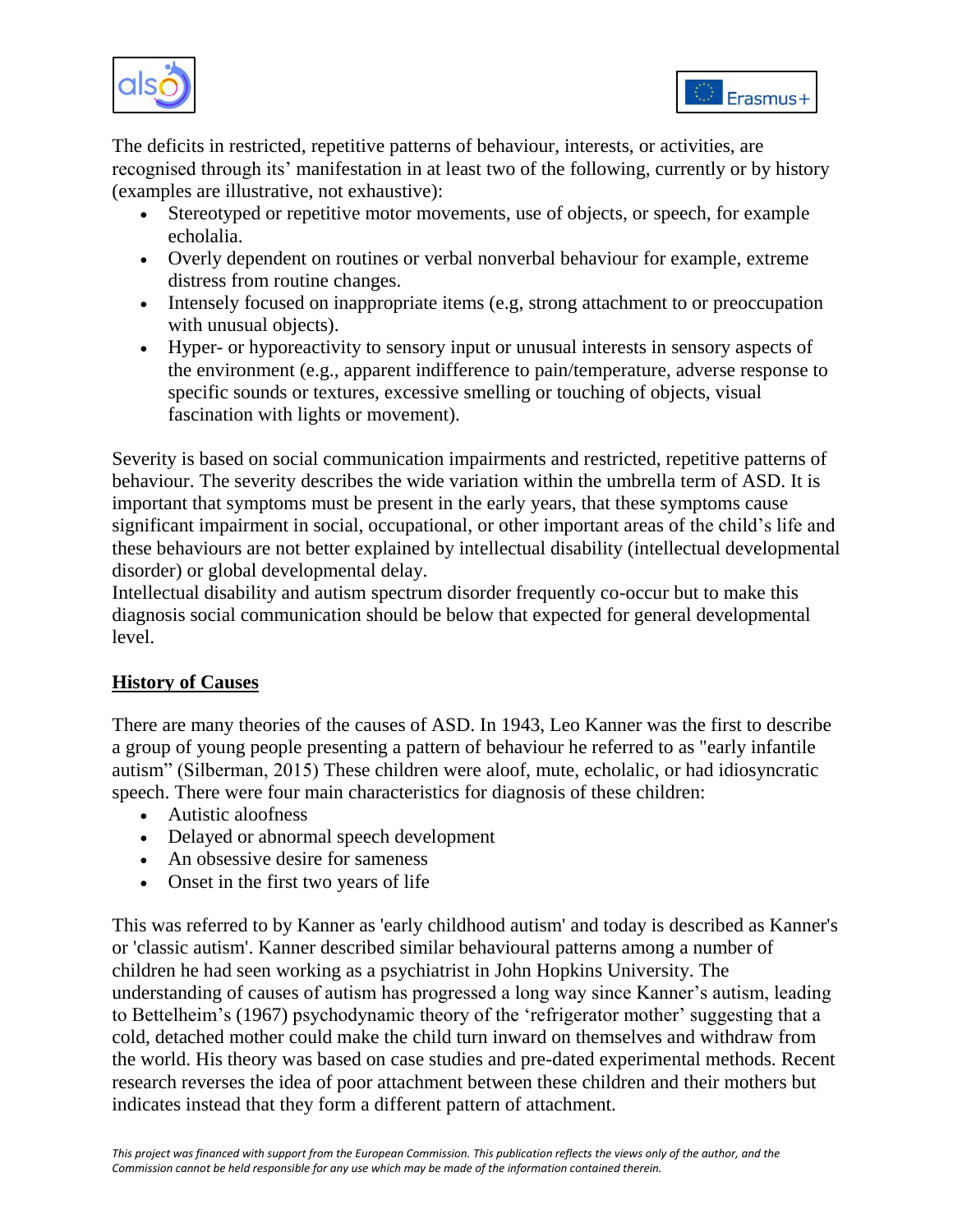The deficits in restricted, repetitive patterns of behaviour, interests, or activities, are recognised through its' manifestation in at least two of the following, currently or by history (examples are illustrative, not exhaustive):

- Stereotyped or repetitive motor movements, use of objects, or speech, for example echolalia.
- Overly dependent on routines or verbal nonverbal behaviour for example, extreme distress from routine changes.
- Intensely focused on inappropriate items (e.g, strong attachment to or preoccupation with unusual objects).
- Hyper- or hyporeactivity to sensory input or unusual interests in sensory aspects of the environment (e.g., apparent indifference to pain/temperature, adverse response to specific sounds or textures, excessive smelling or touching of objects, visual fascination with lights or movement).

Severity is based on social communication impairments and restricted, repetitive patterns of behaviour. The severity describes the wide variation within the umbrella term of ASD. It is important that symptoms must be present in the early years, that these symptoms cause significant impairment in social, occupational, or other important areas of the child's life and these behaviours are not better explained by intellectual disability (intellectual developmental disorder) or global developmental delay.
Intellectual disability and autism spectrum disorder frequently co-occur but to make this diagnosis social communication should be below that expected for general developmental level.

## History of Causes

There are many theories of the causes of ASD. In 1943, Leo Kanner was the first to describe a group of young people presenting a pattern of behaviour he referred to as "early infantile autism" (Silberman, 2015) These children were aloof, mute, echolalic, or had idiosyncratic speech. There were four main characteristics for diagnosis of these children:

- Autistic aloofness
- Delayed or abnormal speech development
- An obsessive desire for sameness
- Onset in the first two years of life

This was referred to by Kanner as 'early childhood autism' and today is described as Kanner's or 'classic autism'. Kanner described similar behavioural patterns among a number of children he had seen working as a psychiatrist in John Hopkins University. The understanding of causes of autism has progressed a long way since Kanner's autism, leading to Bettelheim's (1967) psychodynamic theory of the 'refrigerator mother' suggesting that a cold, detached mother could make the child turn inward on themselves and withdraw from the world. His theory was based on case studies and pre-dated experimental methods. Recent research reverses the idea of poor attachment between these children and their mothers but indicates instead that they form a different pattern of attachment.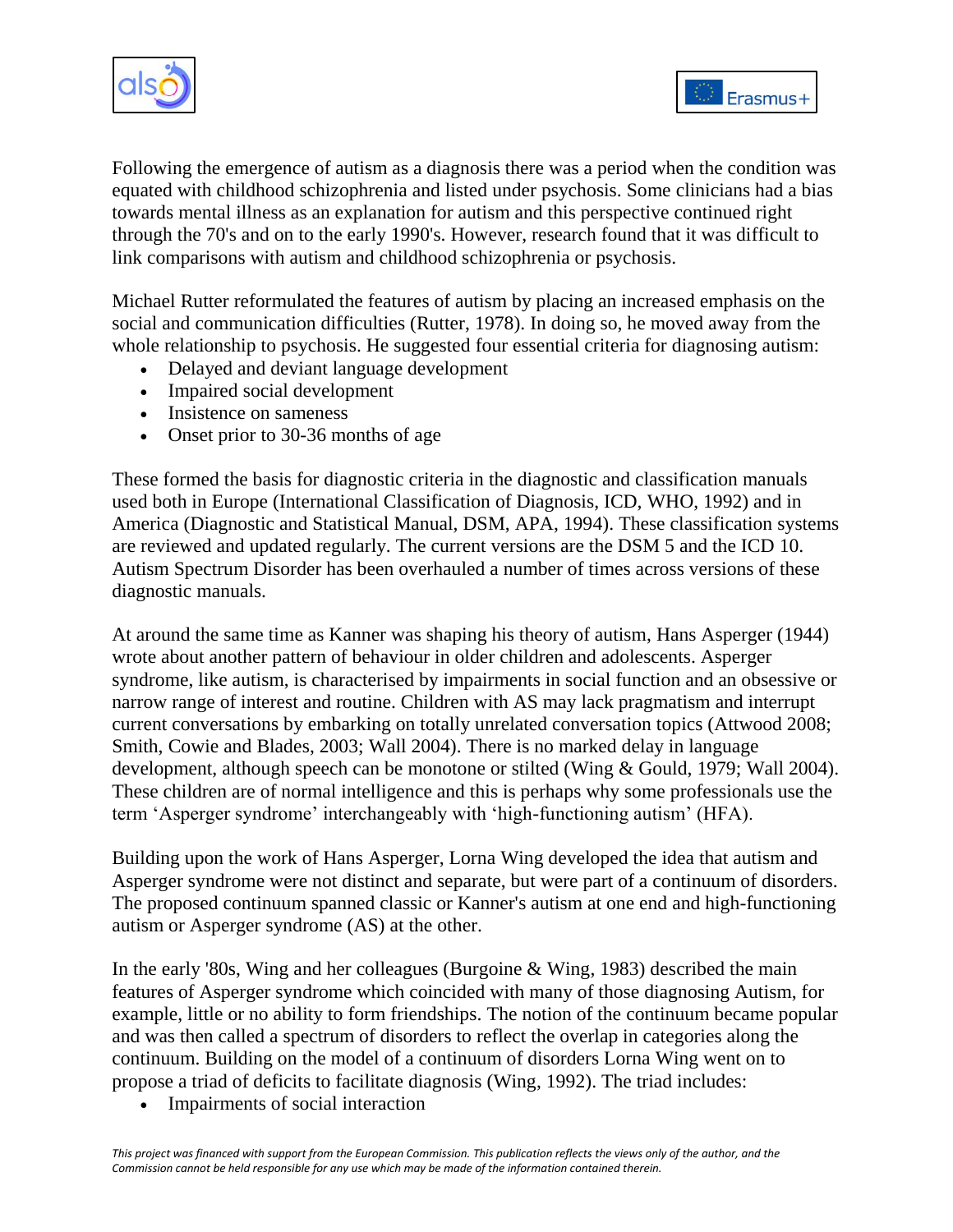Following the emergence of autism as a diagnosis there was a period when the condition was equated with childhood schizophrenia and listed under psychosis. Some clinicians had a bias towards mental illness as an explanation for autism and this perspective continued right through the 70's and on to the early 1990's. However, research found that it was difficult to link comparisons with autism and childhood schizophrenia or psychosis.

Michael Rutter reformulated the features of autism by placing an increased emphasis on the social and communication difficulties (Rutter, 1978). In doing so, he moved away from the whole relationship to psychosis. He suggested four essential criteria for diagnosing autism:

- Delayed and deviant language development
- Impaired social development
- Insistence on sameness
- Onset prior to 30-36 months of age

These formed the basis for diagnostic criteria in the diagnostic and classification manuals used both in Europe (International Classification of Diagnosis, ICD, WHO, 1992) and in America (Diagnostic and Statistical Manual, DSM, APA, 1994). These classification systems are reviewed and updated regularly. The current versions are the DSM 5 and the ICD 10. Autism Spectrum Disorder has been overhauled a number of times across versions of these diagnostic manuals.

At around the same time as Kanner was shaping his theory of autism, Hans Asperger (1944) wrote about another pattern of behaviour in older children and adolescents. Asperger syndrome, like autism, is characterised by impairments in social function and an obsessive or narrow range of interest and routine. Children with AS may lack pragmatism and interrupt current conversations by embarking on totally unrelated conversation topics (Attwood 2008; Smith, Cowie and Blades, 2003; Wall 2004). There is no marked delay in language development, although speech can be monotone or stilted (Wing & Gould, 1979; Wall 2004). These children are of normal intelligence and this is perhaps why some professionals use the term 'Asperger syndrome' interchangeably with 'high-functioning autism' (HFA).

Building upon the work of Hans Asperger, Lorna Wing developed the idea that autism and Asperger syndrome were not distinct and separate, but were part of a continuum of disorders. The proposed continuum spanned classic or Kanner's autism at one end and high-functioning autism or Asperger syndrome (AS) at the other.

In the early '80s, Wing and her colleagues (Burgoine & Wing, 1983) described the main features of Asperger syndrome which coincided with many of those diagnosing Autism, for example, little or no ability to form friendships. The notion of the continuum became popular and was then called a spectrum of disorders to reflect the overlap in categories along the continuum. Building on the model of a continuum of disorders Lorna Wing went on to propose a triad of deficits to facilitate diagnosis (Wing, 1992). The triad includes:

- Impairments of social interaction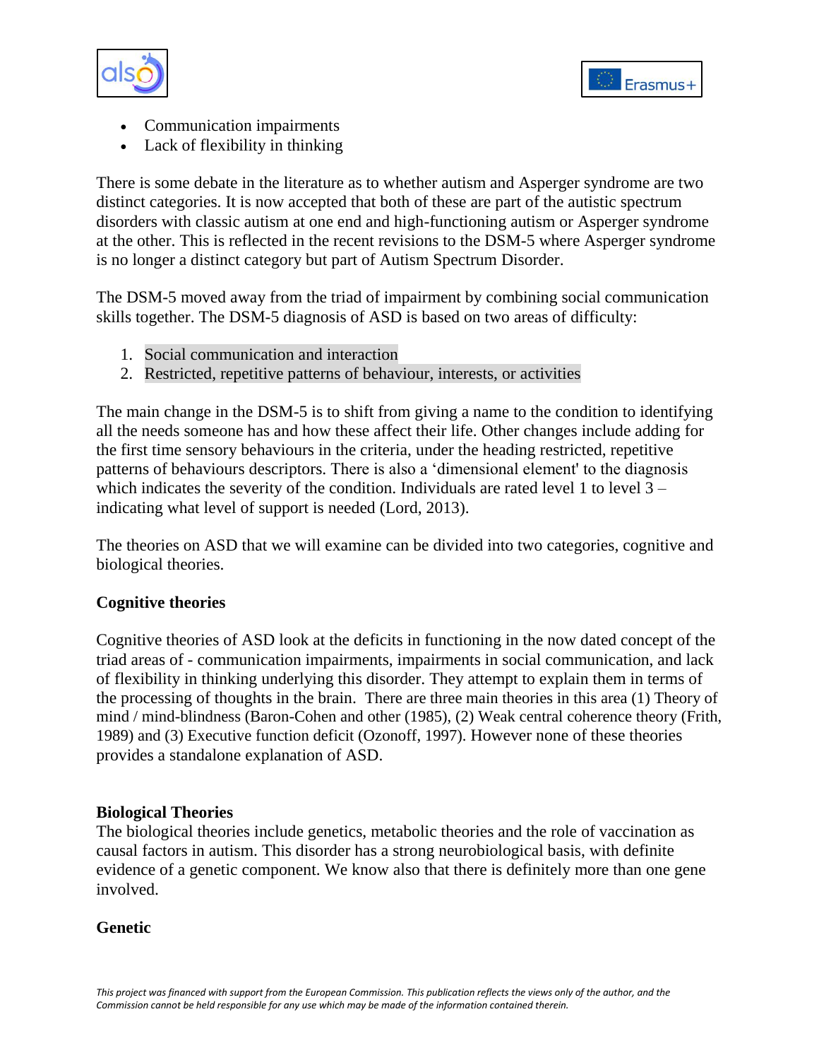- Communication impairments
- Lack of flexibility in thinking

There is some debate in the literature as to whether autism and Asperger syndrome are two distinct categories. It is now accepted that both of these are part of the autistic spectrum disorders with classic autism at one end and high-functioning autism or Asperger syndrome at the other. This is reflected in the recent revisions to the DSM-5 where Asperger syndrome is no longer a distinct category but part of Autism Spectrum Disorder.

The DSM-5 moved away from the triad of impairment by combining social communication skills together. The DSM-5 diagnosis of ASD is based on two areas of difficulty:

1. Social communication and interaction
2. Restricted, repetitive patterns of behaviour, interests, or activities

The main change in the DSM-5 is to shift from giving a name to the condition to identifying all the needs someone has and how these affect their life. Other changes include adding for the first time sensory behaviours in the criteria, under the heading restricted, repetitive patterns of behaviours descriptors. There is also a 'dimensional element' to the diagnosis which indicates the severity of the condition. Individuals are rated level 1 to level 3 – indicating what level of support is needed (Lord, 2013).

The theories on ASD that we will examine can be divided into two categories, cognitive and biological theories.

**Cognitive theories**

Cognitive theories of ASD look at the deficits in functioning in the now dated concept of the triad areas of - communication impairments, impairments in social communication, and lack of flexibility in thinking underlying this disorder. They attempt to explain them in terms of the processing of thoughts in the brain. There are three main theories in this area (1) Theory of mind / mind-blindness (Baron-Cohen and other (1985), (2) Weak central coherence theory (Frith, 1989) and (3) Executive function deficit (Ozonoff, 1997). However none of these theories provides a standalone explanation of ASD.

**Biological Theories**

The biological theories include genetics, metabolic theories and the role of vaccination as causal factors in autism. This disorder has a strong neurobiological basis, with definite evidence of a genetic component. We know also that there is definitely more than one gene involved.

**Genetic**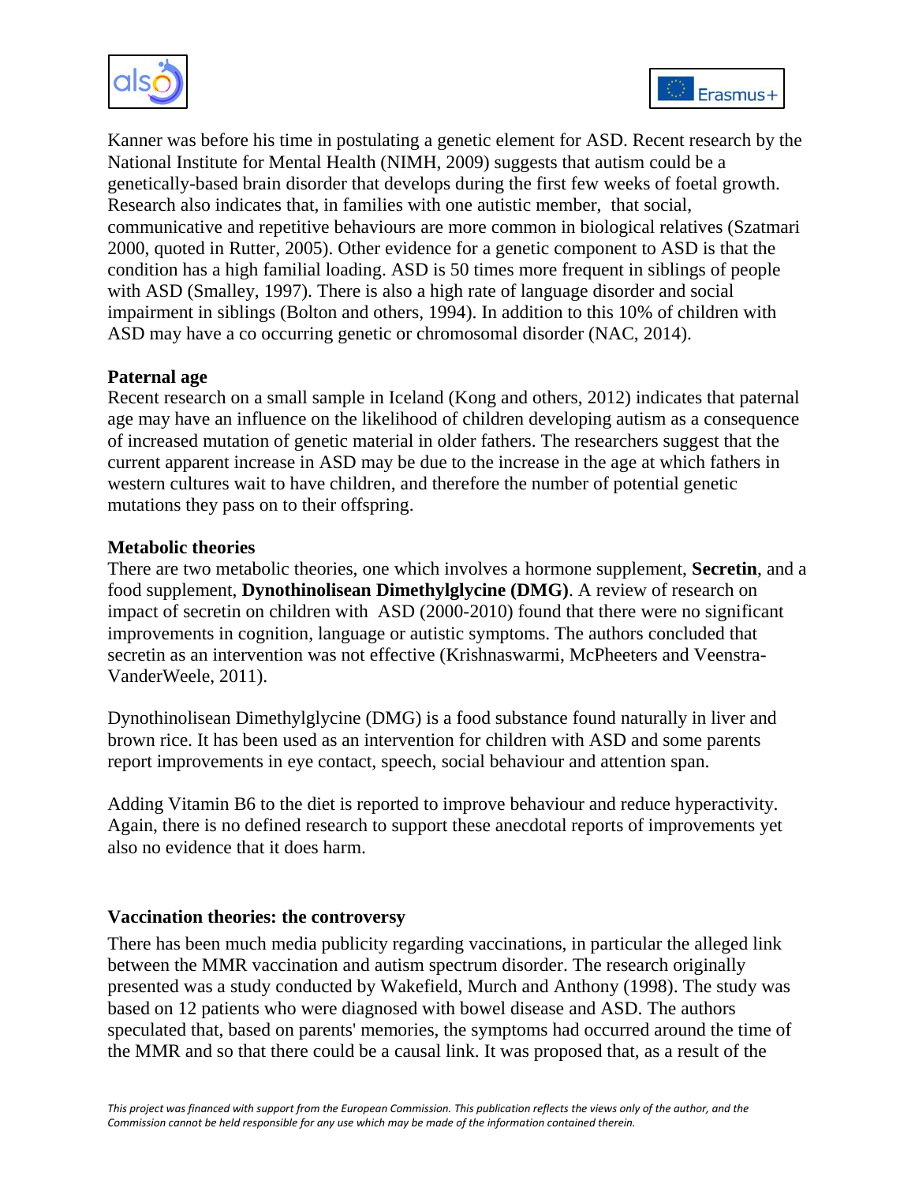Kanner was before his time in postulating a genetic element for ASD. Recent research by the National Institute for Mental Health (NIMH, 2009) suggests that autism could be a genetically-based brain disorder that develops during the first few weeks of foetal growth. Research also indicates that, in families with one autistic member,  that social, communicative and repetitive behaviours are more common in biological relatives (Szatmari 2000, quoted in Rutter, 2005). Other evidence for a genetic component to ASD is that the condition has a high familial loading. ASD is 50 times more frequent in siblings of people with ASD (Smalley, 1997). There is also a high rate of language disorder and social impairment in siblings (Bolton and others, 1994). In addition to this 10% of children with ASD may have a co occurring genetic or chromosomal disorder (NAC, 2014).

**Paternal age**

Recent research on a small sample in Iceland (Kong and others, 2012) indicates that paternal age may have an influence on the likelihood of children developing autism as a consequence of increased mutation of genetic material in older fathers. The researchers suggest that the current apparent increase in ASD may be due to the increase in the age at which fathers in western cultures wait to have children, and therefore the number of potential genetic mutations they pass on to their offspring.

**Metabolic theories**

There are two metabolic theories, one which involves a hormone supplement, **Secretin**, and a food supplement, **Dynothinolisean Dimethylglycine (DMG)**. A review of research on impact of secretin on children with  ASD (2000-2010) found that there were no significant improvements in cognition, language or autistic symptoms. The authors concluded that secretin as an intervention was not effective (Krishnaswarmi, McPheeters and Veenstra-VanderWeele, 2011).

Dynothinolisean Dimethylglycine (DMG) is a food substance found naturally in liver and brown rice. It has been used as an intervention for children with ASD and some parents report improvements in eye contact, speech, social behaviour and attention span.

Adding Vitamin B6 to the diet is reported to improve behaviour and reduce hyperactivity. Again, there is no defined research to support these anecdotal reports of improvements yet also no evidence that it does harm.

**Vaccination theories: the controversy**

There has been much media publicity regarding vaccinations, in particular the alleged link between the MMR vaccination and autism spectrum disorder. The research originally presented was a study conducted by Wakefield, Murch and Anthony (1998). The study was based on 12 patients who were diagnosed with bowel disease and ASD. The authors speculated that, based on parents' memories, the symptoms had occurred around the time of the MMR and so that there could be a causal link. It was proposed that, as a result of the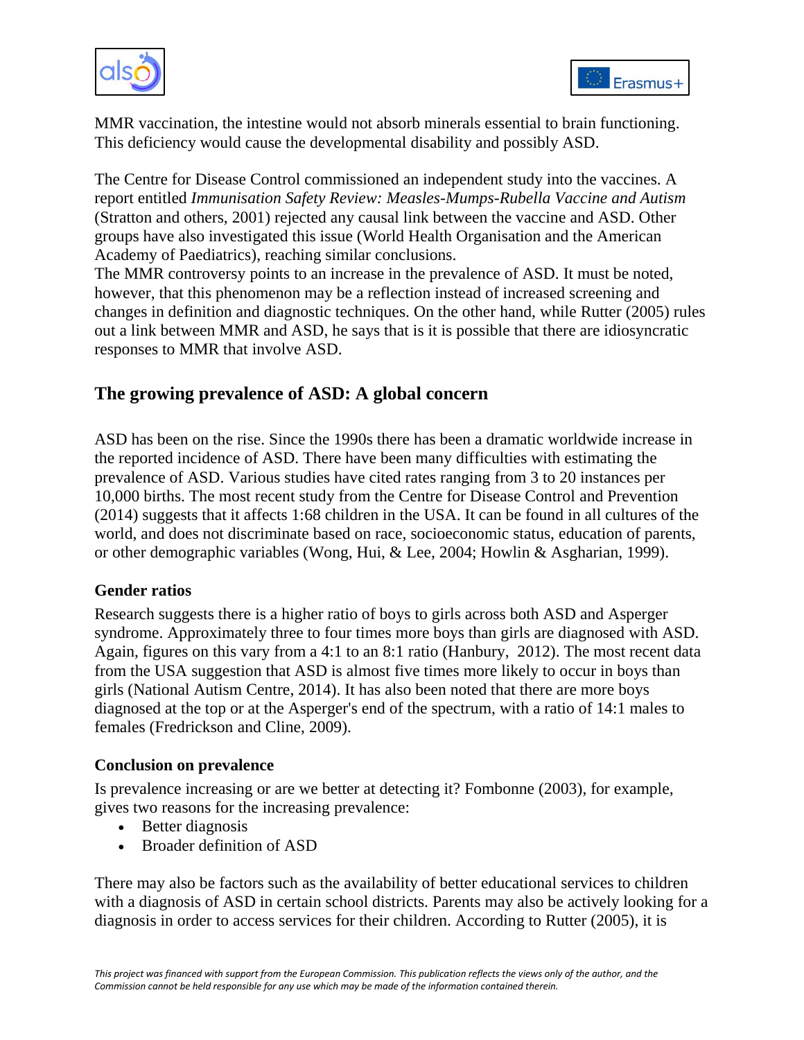MMR vaccination, the intestine would not absorb minerals essential to brain functioning. This deficiency would cause the developmental disability and possibly ASD.

The Centre for Disease Control commissioned an independent study into the vaccines. A report entitled *Immunisation Safety Review: Measles-Mumps-Rubella Vaccine and Autism* (Stratton and others, 2001) rejected any causal link between the vaccine and ASD. Other groups have also investigated this issue (World Health Organisation and the American Academy of Paediatrics), reaching similar conclusions.
The MMR controversy points to an increase in the prevalence of ASD. It must be noted, however, that this phenomenon may be a reflection instead of increased screening and changes in definition and diagnostic techniques. On the other hand, while Rutter (2005) rules out a link between MMR and ASD, he says that is it is possible that there are idiosyncratic responses to MMR that involve ASD.

## The growing prevalence of ASD: A global concern

ASD has been on the rise. Since the 1990s there has been a dramatic worldwide increase in the reported incidence of ASD. There have been many difficulties with estimating the prevalence of ASD. Various studies have cited rates ranging from 3 to 20 instances per 10,000 births. The most recent study from the Centre for Disease Control and Prevention (2014) suggests that it affects 1:68 children in the USA. It can be found in all cultures of the world, and does not discriminate based on race, socioeconomic status, education of parents, or other demographic variables (Wong, Hui, & Lee, 2004; Howlin & Asgharian, 1999).

### Gender ratios

Research suggests there is a higher ratio of boys to girls across both ASD and Asperger syndrome. Approximately three to four times more boys than girls are diagnosed with ASD. Again, figures on this vary from a 4:1 to an 8:1 ratio (Hanbury, 2012). The most recent data from the USA suggestion that ASD is almost five times more likely to occur in boys than girls (National Autism Centre, 2014). It has also been noted that there are more boys diagnosed at the top or at the Asperger's end of the spectrum, with a ratio of 14:1 males to females (Fredrickson and Cline, 2009).

### Conclusion on prevalence

Is prevalence increasing or are we better at detecting it? Fombonne (2003), for example, gives two reasons for the increasing prevalence:

- Better diagnosis
- Broader definition of ASD

There may also be factors such as the availability of better educational services to children with a diagnosis of ASD in certain school districts. Parents may also be actively looking for a diagnosis in order to access services for their children. According to Rutter (2005), it is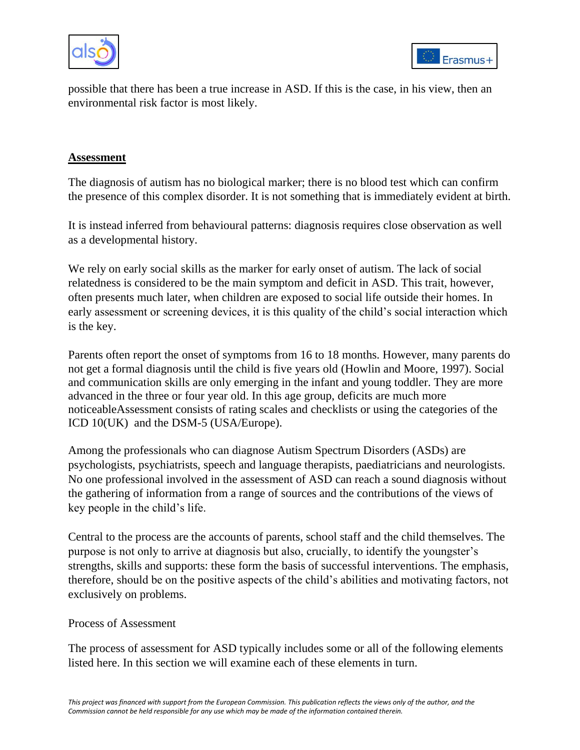possible that there has been a true increase in ASD. If this is the case, in his view, then an environmental risk factor is most likely.

## Assessment

The diagnosis of autism has no biological marker; there is no blood test which can confirm the presence of this complex disorder. It is not something that is immediately evident at birth.

It is instead inferred from behavioural patterns: diagnosis requires close observation as well as a developmental history.

We rely on early social skills as the marker for early onset of autism. The lack of social relatedness is considered to be the main symptom and deficit in ASD. This trait, however, often presents much later, when children are exposed to social life outside their homes. In early assessment or screening devices, it is this quality of the child's social interaction which is the key.

Parents often report the onset of symptoms from 16 to 18 months. However, many parents do not get a formal diagnosis until the child is five years old (Howlin and Moore, 1997). Social and communication skills are only emerging in the infant and young toddler. They are more advanced in the three or four year old. In this age group, deficits are much more noticeableAssessment consists of rating scales and checklists or using the categories of the ICD 10(UK) and the DSM-5 (USA/Europe).

Among the professionals who can diagnose Autism Spectrum Disorders (ASDs) are psychologists, psychiatrists, speech and language therapists, paediatricians and neurologists. No one professional involved in the assessment of ASD can reach a sound diagnosis without the gathering of information from a range of sources and the contributions of the views of key people in the child's life.

Central to the process are the accounts of parents, school staff and the child themselves. The purpose is not only to arrive at diagnosis but also, crucially, to identify the youngster's strengths, skills and supports: these form the basis of successful interventions. The emphasis, therefore, should be on the positive aspects of the child's abilities and motivating factors, not exclusively on problems.

Process of Assessment

The process of assessment for ASD typically includes some or all of the following elements listed here. In this section we will examine each of these elements in turn.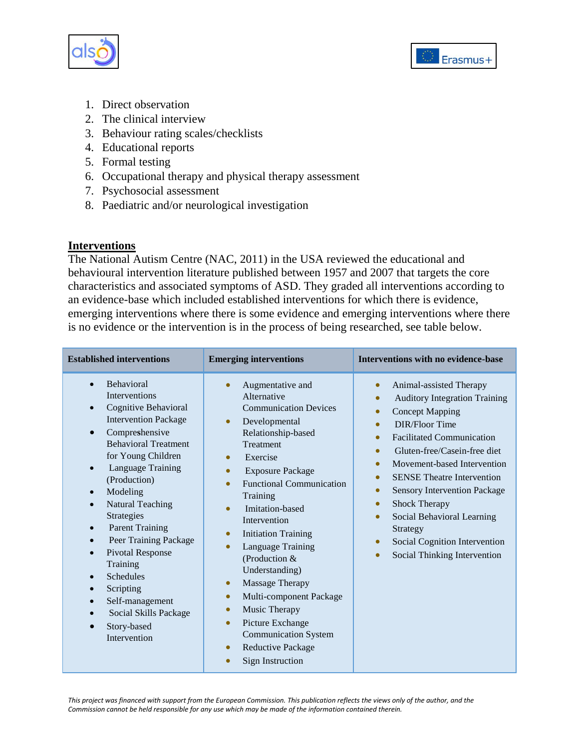1. Direct observation
2. The clinical interview
3. Behaviour rating scales/checklists
4. Educational reports
5. Formal testing
6. Occupational therapy and physical therapy assessment
7. Psychosocial assessment
8. Paediatric and/or neurological investigation

## Interventions

The National Autism Centre (NAC, 2011) in the USA reviewed the educational and behavioural intervention literature published between 1957 and 2007 that targets the core characteristics and associated symptoms of ASD. They graded all interventions according to an evidence-base which included established interventions for which there is evidence, emerging interventions where there is some evidence and emerging interventions where there is no evidence or the intervention is in the process of being researched, see table below.

| Established interventions | Emerging interventions | Interventions with no evidence-base |
|---|---|---|
| • Behavioral Interventions<br>• Cognitive Behavioral Intervention Package<br>• Compreshensive Behavioral Treatment for Young Children<br>• Language Training (Production)<br>• Modeling<br>• Natural Teaching Strategies<br>• Parent Training<br>• Peer Training Package<br>• Pivotal Response Training<br>• Schedules<br>• Scripting<br>• Self-management<br>• Social Skills Package<br>• Story-based Intervention | • Augmentative and Alternative Communication Devices<br>• Developmental Relationship-based Treatment<br>• Exercise<br>• Exposure Package<br>• Functional Communication Training<br>• Imitation-based Intervention<br>• Initiation Training<br>• Language Training (Production & Understanding)<br>• Massage Therapy<br>• Multi-component Package<br>• Music Therapy<br>• Picture Exchange Communication System<br>• Reductive Package<br>• Sign Instruction | • Animal-assisted Therapy<br>• Auditory Integration Training<br>• Concept Mapping<br>• DIR/Floor Time<br>• Facilitated Communication<br>• Gluten-free/Casein-free diet<br>• Movement-based Intervention<br>• SENSE Theatre Intervention<br>• Sensory Intervention Package<br>• Shock Therapy<br>• Social Behavioral Learning Strategy<br>• Social Cognition Intervention<br>• Social Thinking Intervention |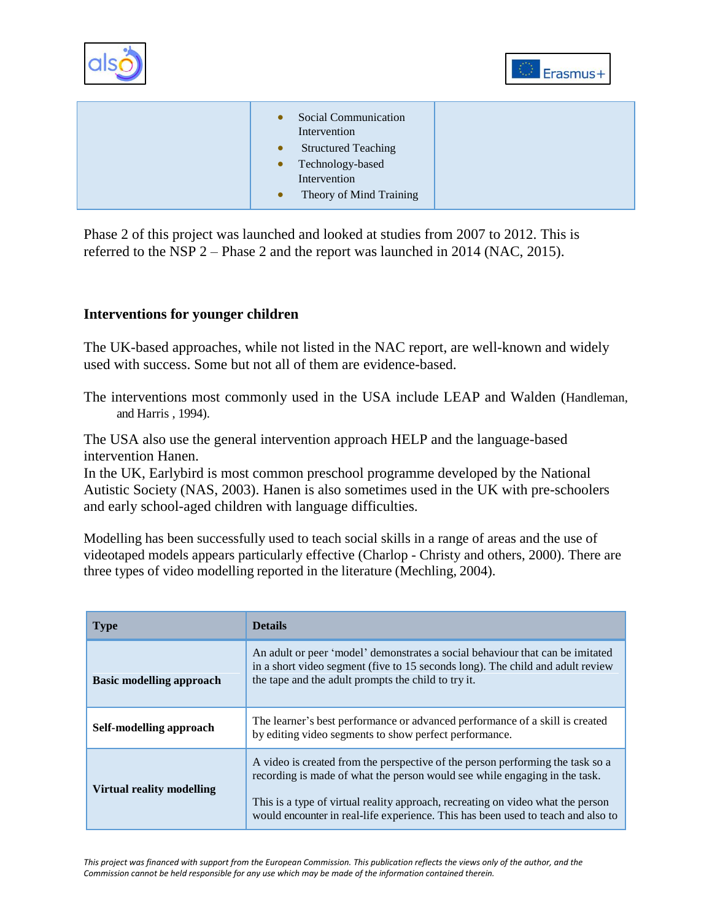| | | |
|---|---|---|
| | • Social Communication Intervention<br>• Structured Teaching<br>• Technology-based Intervention<br>• Theory of Mind Training | |

Phase 2 of this project was launched and looked at studies from 2007 to 2012. This is referred to the NSP 2 – Phase 2 and the report was launched in 2014 (NAC, 2015).

**Interventions for younger children**

The UK-based approaches, while not listed in the NAC report, are well-known and widely used with success. Some but not all of them are evidence-based.

The interventions most commonly used in the USA include LEAP and Walden (Handleman, and Harris , 1994).

The USA also use the general intervention approach HELP and the language-based intervention Hanen.
In the UK, Earlybird is most common preschool programme developed by the National Autistic Society (NAS, 2003). Hanen is also sometimes used in the UK with pre-schoolers and early school-aged children with language difficulties.

Modelling has been successfully used to teach social skills in a range of areas and the use of videotaped models appears particularly effective (Charlop - Christy and others, 2000). There are three types of video modelling reported in the literature (Mechling, 2004).

| Type | Details |
|---|---|
| **Basic modelling approach** | An adult or peer 'model' demonstrates a social behaviour that can be imitated in a short video segment (five to 15 seconds long). The child and adult review the tape and the adult prompts the child to try it. |
| **Self-modelling approach** | The learner's best performance or advanced performance of a skill is created by editing video segments to show perfect performance. |
| **Virtual reality modelling** | A video is created from the perspective of the person performing the task so a recording is made of what the person would see while engaging in the task.<br><br>This is a type of virtual reality approach, recreating on video what the person would encounter in real-life experience. This has been used to teach and also to |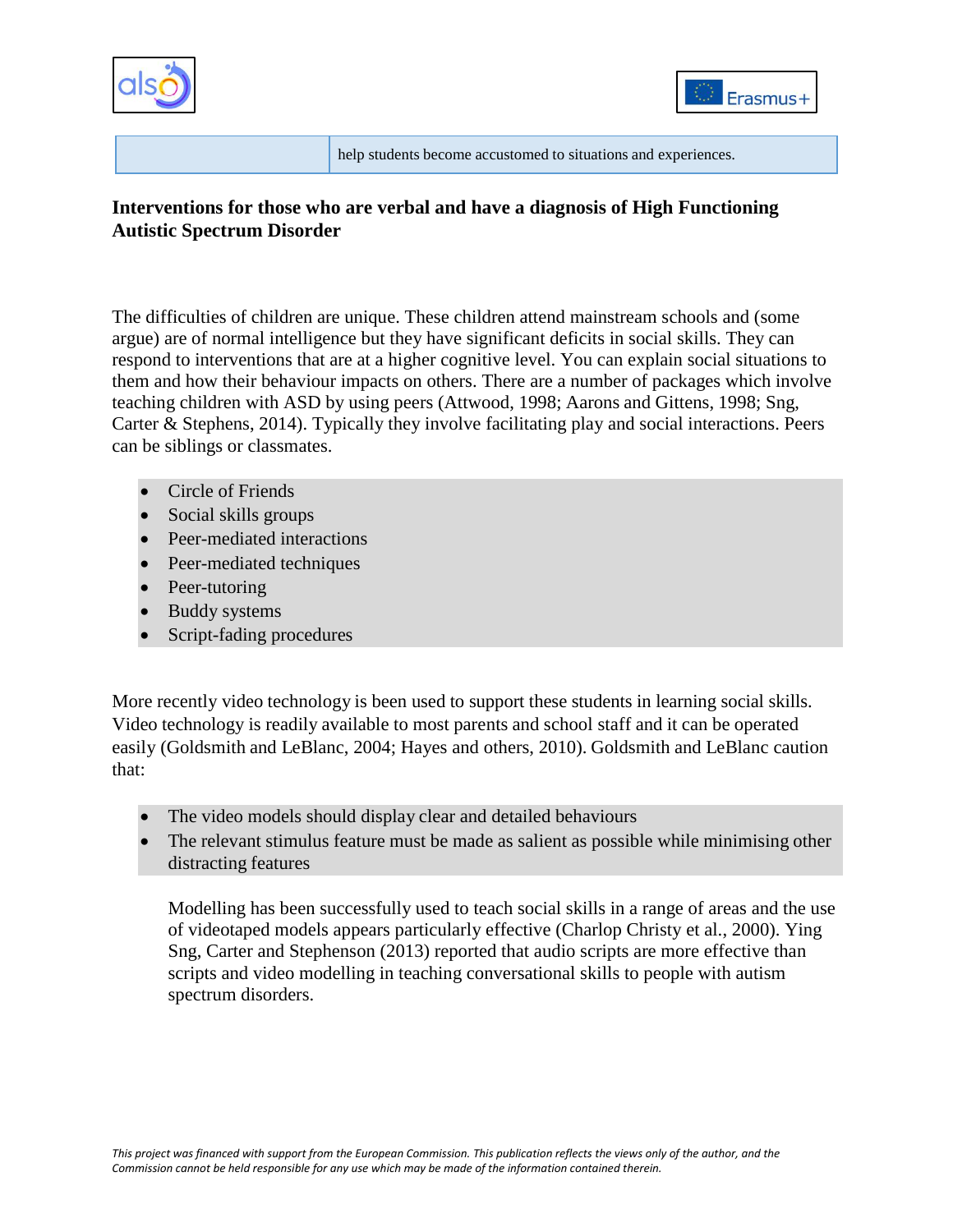| | |
|---|---|
| | help students become accustomed to situations and experiences. |

**Interventions for those who are verbal and have a diagnosis of High Functioning Autistic Spectrum Disorder**

The difficulties of children are unique. These children attend mainstream schools and (some argue) are of normal intelligence but they have significant deficits in social skills. They can respond to interventions that are at a higher cognitive level. You can explain social situations to them and how their behaviour impacts on others. There are a number of packages which involve teaching children with ASD by using peers (Attwood, 1998; Aarons and Gittens, 1998; Sng, Carter & Stephens, 2014). Typically they involve facilitating play and social interactions. Peers can be siblings or classmates.

- Circle of Friends
- Social skills groups
- Peer-mediated interactions
- Peer-mediated techniques
- Peer-tutoring
- Buddy systems
- Script-fading procedures

More recently video technology is been used to support these students in learning social skills. Video technology is readily available to most parents and school staff and it can be operated easily (Goldsmith and LeBlanc, 2004; Hayes and others, 2010). Goldsmith and LeBlanc caution that:

- The video models should display clear and detailed behaviours
- The relevant stimulus feature must be made as salient as possible while minimising other distracting features

Modelling has been successfully used to teach social skills in a range of areas and the use of videotaped models appears particularly effective (Charlop Christy et al., 2000). Ying Sng, Carter and Stephenson (2013) reported that audio scripts are more effective than scripts and video modelling in teaching conversational skills to people with autism spectrum disorders.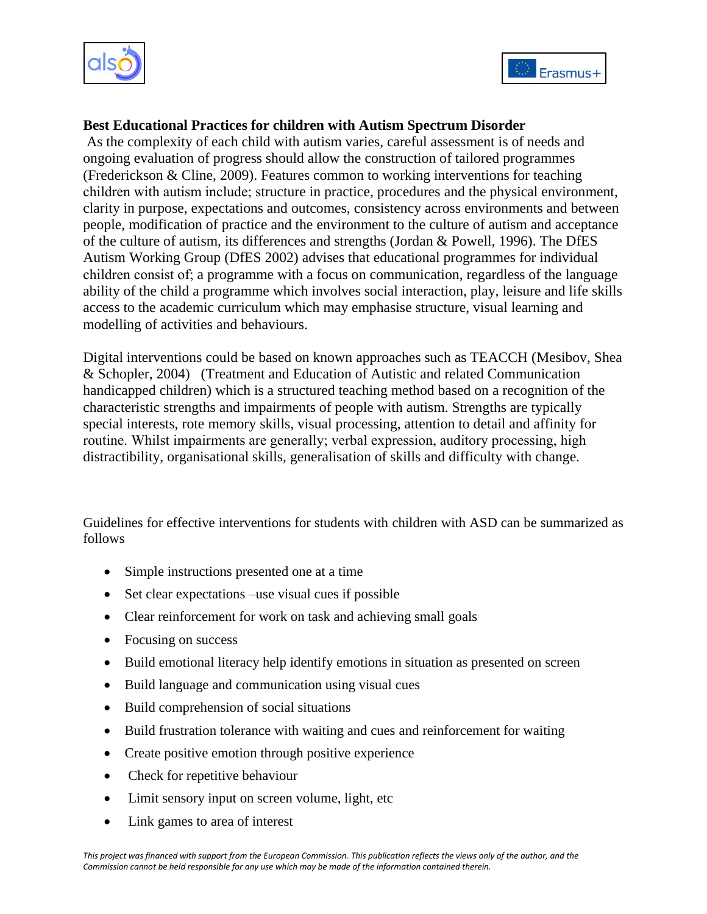**Best Educational Practices for children with Autism Spectrum Disorder**

As the complexity of each child with autism varies, careful assessment is of needs and ongoing evaluation of progress should allow the construction of tailored programmes (Frederickson & Cline, 2009). Features common to working interventions for teaching children with autism include; structure in practice, procedures and the physical environment, clarity in purpose, expectations and outcomes, consistency across environments and between people, modification of practice and the environment to the culture of autism and acceptance of the culture of autism, its differences and strengths (Jordan & Powell, 1996). The DfES Autism Working Group (DfES 2002) advises that educational programmes for individual children consist of; a programme with a focus on communication, regardless of the language ability of the child a programme which involves social interaction, play, leisure and life skills access to the academic curriculum which may emphasise structure, visual learning and modelling of activities and behaviours.

Digital interventions could be based on known approaches such as TEACCH (Mesibov, Shea & Schopler, 2004) (Treatment and Education of Autistic and related Communication handicapped children) which is a structured teaching method based on a recognition of the characteristic strengths and impairments of people with autism. Strengths are typically special interests, rote memory skills, visual processing, attention to detail and affinity for routine. Whilst impairments are generally; verbal expression, auditory processing, high distractibility, organisational skills, generalisation of skills and difficulty with change.

Guidelines for effective interventions for students with children with ASD can be summarized as follows

- Simple instructions presented one at a time
- Set clear expectations –use visual cues if possible
- Clear reinforcement for work on task and achieving small goals
- Focusing on success
- Build emotional literacy help identify emotions in situation as presented on screen
- Build language and communication using visual cues
- Build comprehension of social situations
- Build frustration tolerance with waiting and cues and reinforcement for waiting
- Create positive emotion through positive experience
- Check for repetitive behaviour
- Limit sensory input on screen volume, light, etc
- Link games to area of interest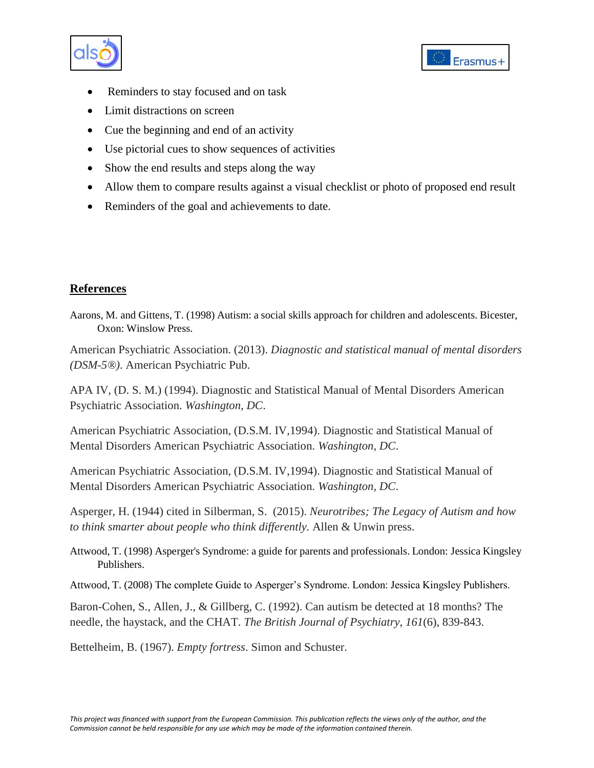- Reminders to stay focused and on task
- Limit distractions on screen
- Cue the beginning and end of an activity
- Use pictorial cues to show sequences of activities
- Show the end results and steps along the way
- Allow them to compare results against a visual checklist or photo of proposed end result
- Reminders of the goal and achievements to date.

**References**

Aarons, M. and Gittens, T. (1998) Autism: a social skills approach for children and adolescents. Bicester, Oxon: Winslow Press.

American Psychiatric Association. (2013). *Diagnostic and statistical manual of mental disorders (DSM-5®)*. American Psychiatric Pub.

APA IV, (D. S. M.) (1994). Diagnostic and Statistical Manual of Mental Disorders American Psychiatric Association. *Washington, DC*.

American Psychiatric Association, (D.S.M. IV,1994). Diagnostic and Statistical Manual of Mental Disorders American Psychiatric Association. *Washington, DC*.

American Psychiatric Association, (D.S.M. IV,1994). Diagnostic and Statistical Manual of Mental Disorders American Psychiatric Association. *Washington, DC*.

Asperger, H. (1944) cited in Silberman, S. (2015). *Neurotribes; The Legacy of Autism and how to think smarter about people who think differently.* Allen & Unwin press.

Attwood, T. (1998) Asperger's Syndrome: a guide for parents and professionals. London: Jessica Kingsley Publishers.

Attwood, T. (2008) The complete Guide to Asperger's Syndrome. London: Jessica Kingsley Publishers.

Baron-Cohen, S., Allen, J., & Gillberg, C. (1992). Can autism be detected at 18 months? The needle, the haystack, and the CHAT. *The British Journal of Psychiatry*, *161*(6), 839-843.

Bettelheim, B. (1967). *Empty fortress*. Simon and Schuster.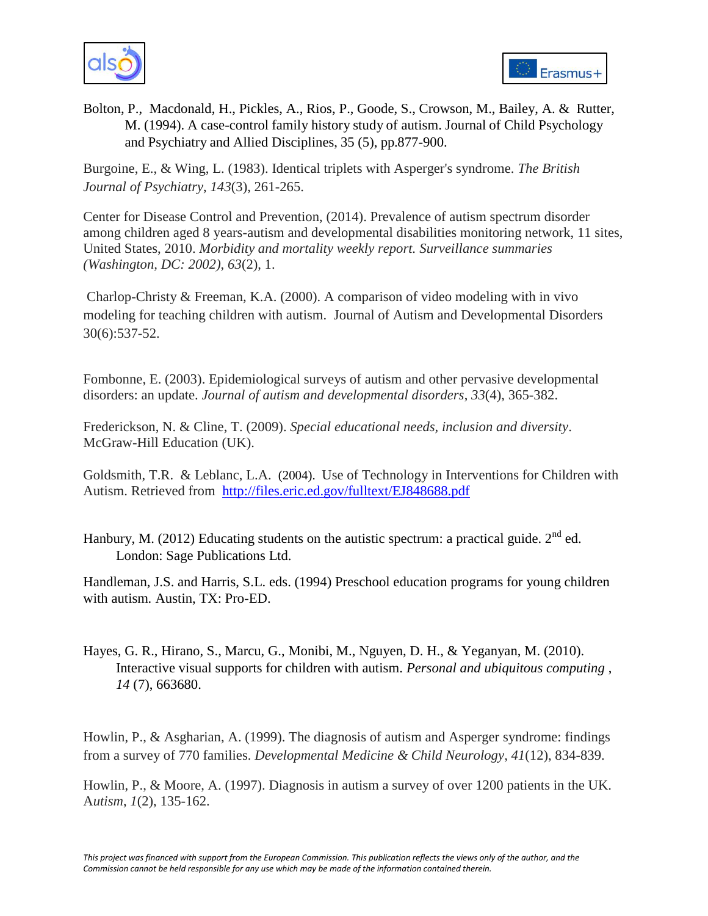Bolton, P., Macdonald, H., Pickles, A., Rios, P., Goode, S., Crowson, M., Bailey, A. & Rutter, M. (1994). A case-control family history study of autism. Journal of Child Psychology and Psychiatry and Allied Disciplines, 35 (5), pp.877-900.

Burgoine, E., & Wing, L. (1983). Identical triplets with Asperger's syndrome. *The British Journal of Psychiatry*, *143*(3), 261-265.

Center for Disease Control and Prevention, (2014). Prevalence of autism spectrum disorder among children aged 8 years-autism and developmental disabilities monitoring network, 11 sites, United States, 2010. *Morbidity and mortality weekly report. Surveillance summaries (Washington, DC: 2002)*, *63*(2), 1.

Charlop-Christy & Freeman, K.A. (2000). A comparison of video modeling with in vivo modeling for teaching children with autism. Journal of Autism and Developmental Disorders 30(6):537-52.

Fombonne, E. (2003). Epidemiological surveys of autism and other pervasive developmental disorders: an update. *Journal of autism and developmental disorders*, *33*(4), 365-382.

Frederickson, N. & Cline, T. (2009). *Special educational needs, inclusion and diversity*. McGraw-Hill Education (UK).

Goldsmith, T.R. & Leblanc, L.A. (2004). Use of Technology in Interventions for Children with Autism. Retrieved from http://files.eric.ed.gov/fulltext/EJ848688.pdf

Hanbury, M. (2012) Educating students on the autistic spectrum: a practical guide. 2nd ed. London: Sage Publications Ltd.

Handleman, J.S. and Harris, S.L. eds. (1994) Preschool education programs for young children with autism. Austin, TX: Pro-ED.

Hayes, G. R., Hirano, S., Marcu, G., Monibi, M., Nguyen, D. H., & Yeganyan, M. (2010). Interactive visual supports for children with autism. *Personal and ubiquitous computing* , *14* (7), 663680.

Howlin, P., & Asgharian, A. (1999). The diagnosis of autism and Asperger syndrome: findings from a survey of 770 families. *Developmental Medicine & Child Neurology*, *41*(12), 834-839.

Howlin, P., & Moore, A. (1997). Diagnosis in autism a survey of over 1200 patients in the UK. A*utism*, *1*(2), 135-162.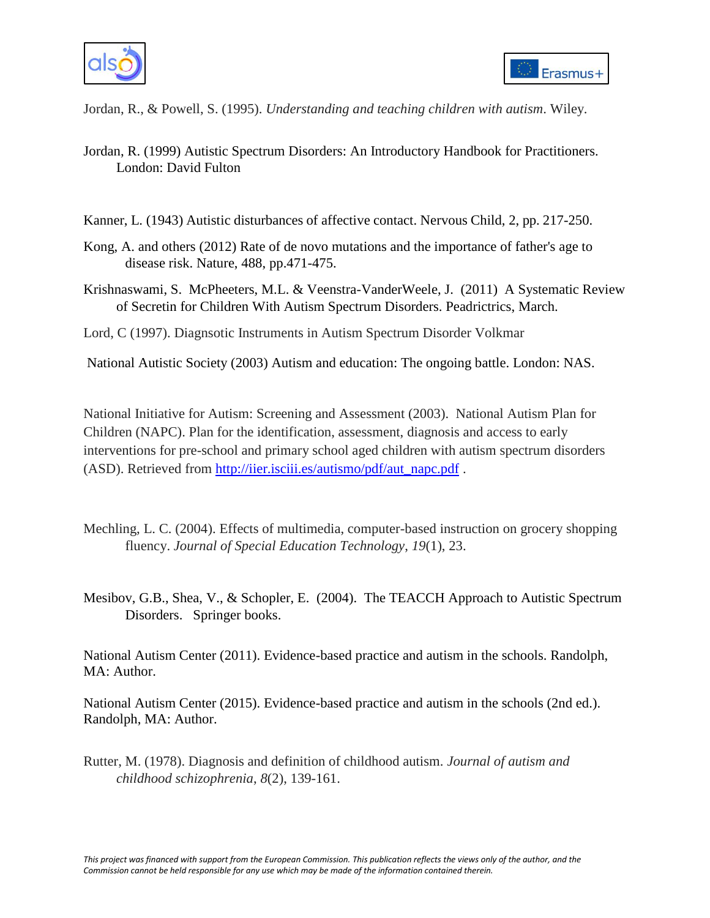Jordan, R., & Powell, S. (1995). *Understanding and teaching children with autism*. Wiley.

Jordan, R. (1999) Autistic Spectrum Disorders: An Introductory Handbook for Practitioners. London: David Fulton

Kanner, L. (1943) Autistic disturbances of affective contact. Nervous Child, 2, pp. 217-250.

Kong, A. and others (2012) Rate of de novo mutations and the importance of father's age to disease risk. Nature, 488, pp.471-475.

Krishnaswami, S. McPheeters, M.L. & Veenstra-VanderWeele, J. (2011) A Systematic Review of Secretin for Children With Autism Spectrum Disorders. Peadrictrics, March.

Lord, C (1997). Diagnsotic Instruments in Autism Spectrum Disorder Volkmar

National Autistic Society (2003) Autism and education: The ongoing battle. London: NAS.

National Initiative for Autism: Screening and Assessment (2003). National Autism Plan for Children (NAPC). Plan for the identification, assessment, diagnosis and access to early interventions for pre-school and primary school aged children with autism spectrum disorders (ASD). Retrieved from [http://iier.isciii.es/autismo/pdf/aut_napc.pdf](http://iier.isciii.es/autismo/pdf/aut_napc.pdf) .

Mechling, L. C. (2004). Effects of multimedia, computer-based instruction on grocery shopping fluency. *Journal of Special Education Technology*, *19*(1), 23.

Mesibov, G.B., Shea, V., & Schopler, E. (2004). The TEACCH Approach to Autistic Spectrum Disorders. Springer books.

National Autism Center (2011). Evidence-based practice and autism in the schools. Randolph, MA: Author.

National Autism Center (2015). Evidence-based practice and autism in the schools (2nd ed.). Randolph, MA: Author.

Rutter, M. (1978). Diagnosis and definition of childhood autism. *Journal of autism and childhood schizophrenia*, *8*(2), 139-161.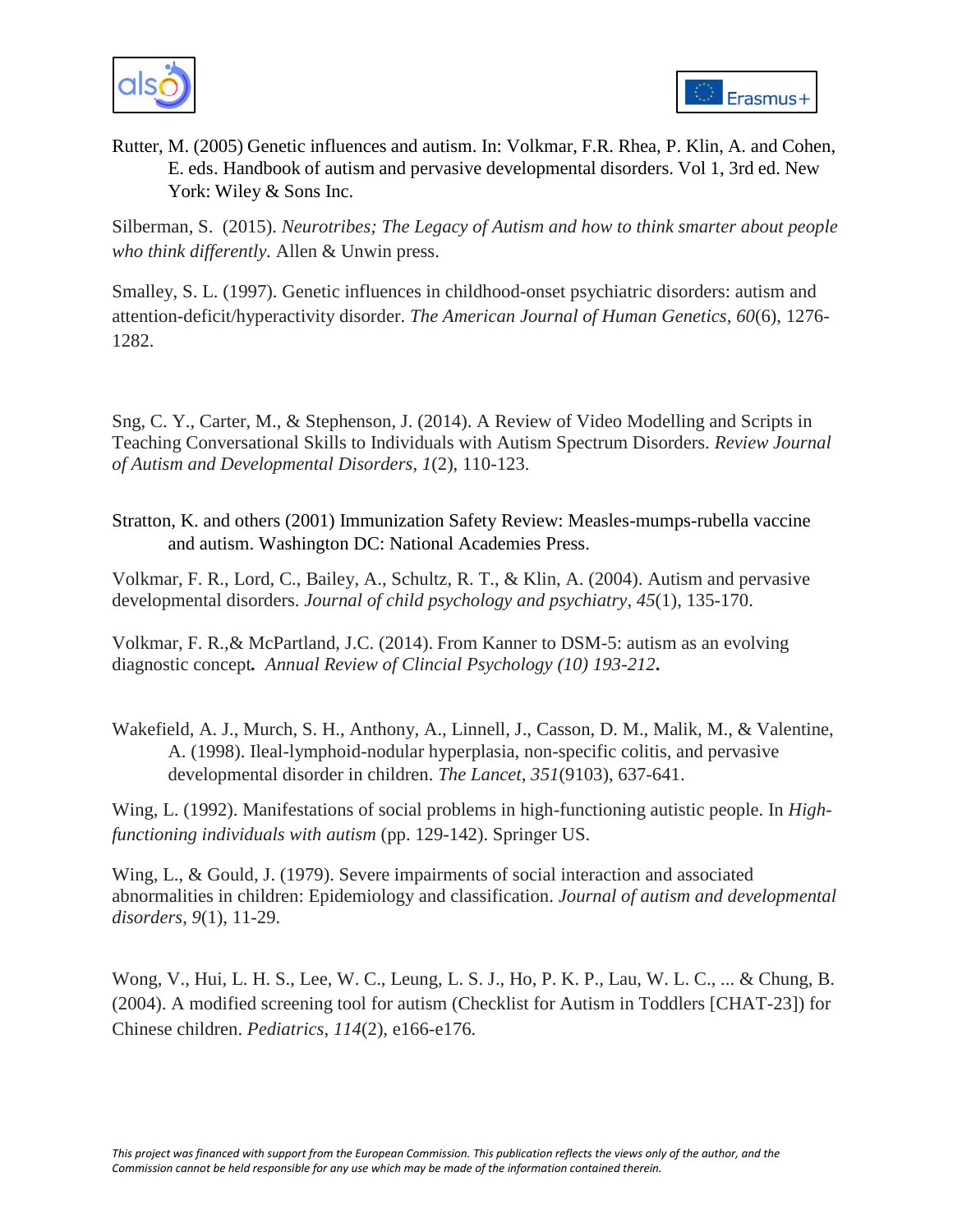Rutter, M. (2005) Genetic influences and autism. In: Volkmar, F.R. Rhea, P. Klin, A. and Cohen, E. eds. Handbook of autism and pervasive developmental disorders. Vol 1, 3rd ed. New York: Wiley & Sons Inc.

Silberman, S. (2015). *Neurotribes; The Legacy of Autism and how to think smarter about people who think differently.* Allen & Unwin press.

Smalley, S. L. (1997). Genetic influences in childhood-onset psychiatric disorders: autism and attention-deficit/hyperactivity disorder. *The American Journal of Human Genetics*, *60*(6), 1276-1282.

Sng, C. Y., Carter, M., & Stephenson, J. (2014). A Review of Video Modelling and Scripts in Teaching Conversational Skills to Individuals with Autism Spectrum Disorders. *Review Journal of Autism and Developmental Disorders*, *1*(2), 110-123.

Stratton, K. and others (2001) Immunization Safety Review: Measles-mumps-rubella vaccine and autism. Washington DC: National Academies Press.

Volkmar, F. R., Lord, C., Bailey, A., Schultz, R. T., & Klin, A. (2004). Autism and pervasive developmental disorders. *Journal of child psychology and psychiatry*, *45*(1), 135-170.

Volkmar, F. R.,& McPartland, J.C. (2014). From Kanner to DSM-5: autism as an evolving diagnostic concept**.** *Annual Review of Clincial Psychology (10) 193-212***.**

Wakefield, A. J., Murch, S. H., Anthony, A., Linnell, J., Casson, D. M., Malik, M., & Valentine, A. (1998). Ileal-lymphoid-nodular hyperplasia, non-specific colitis, and pervasive developmental disorder in children. *The Lancet*, *351*(9103), 637-641.

Wing, L. (1992). Manifestations of social problems in high-functioning autistic people. In *High-functioning individuals with autism* (pp. 129-142). Springer US.

Wing, L., & Gould, J. (1979). Severe impairments of social interaction and associated abnormalities in children: Epidemiology and classification. *Journal of autism and developmental disorders*, *9*(1), 11-29.

Wong, V., Hui, L. H. S., Lee, W. C., Leung, L. S. J., Ho, P. K. P., Lau, W. L. C., ... & Chung, B. (2004). A modified screening tool for autism (Checklist for Autism in Toddlers [CHAT-23]) for Chinese children. *Pediatrics*, *114*(2), e166-e176.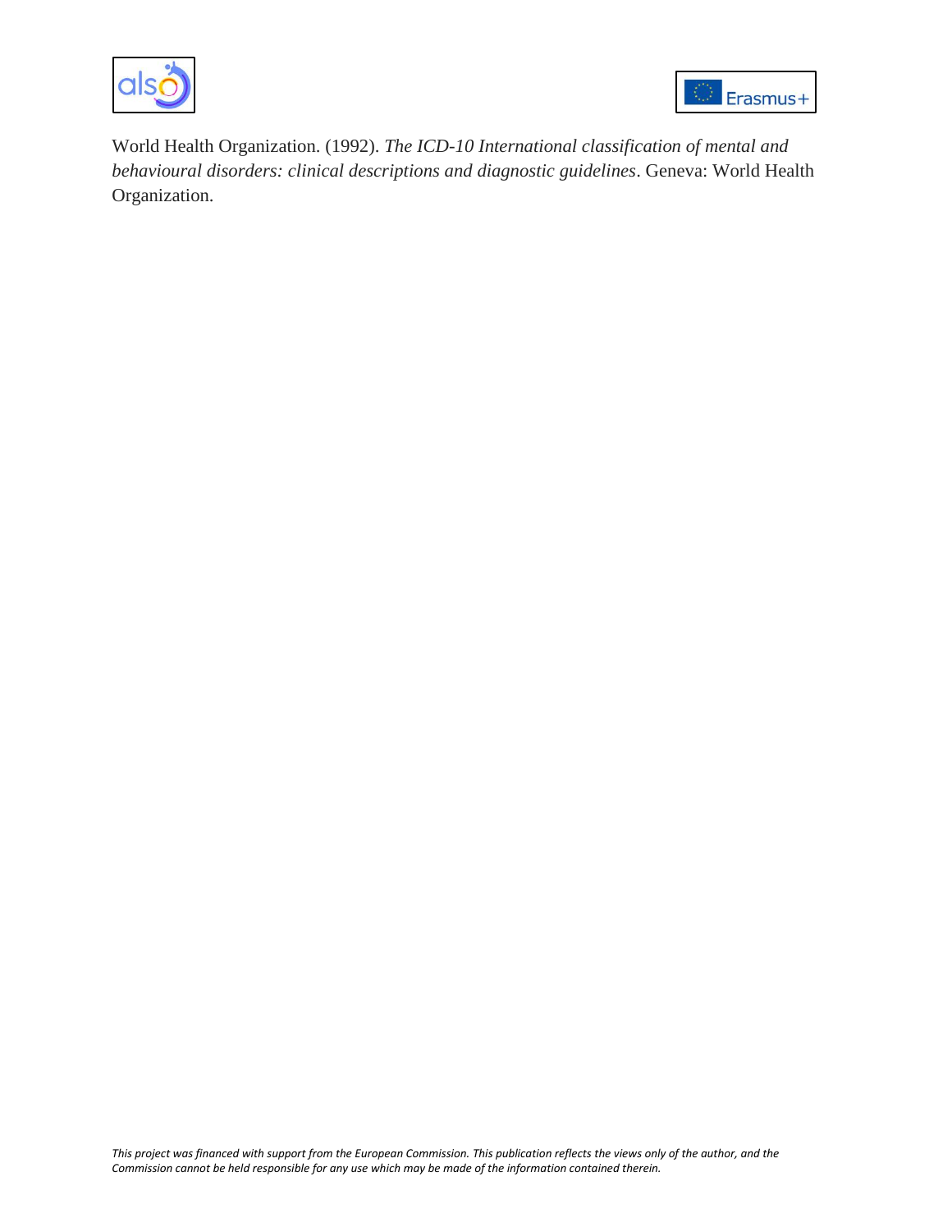World Health Organization. (1992). *The ICD-10 International classification of mental and behavioural disorders: clinical descriptions and diagnostic guidelines*. Geneva: World Health Organization.